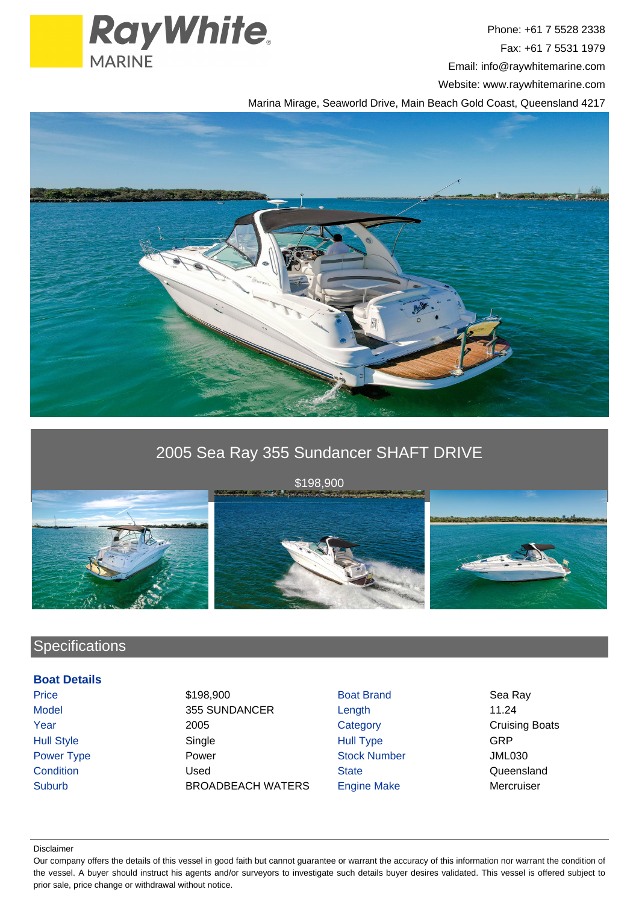Ray White MARINE

Phone: +61 7 5528 2338
Fax: +61 7 5531 1979
Email: info@raywhitemarine.com
Website: www.raywhitemarine.com
Marina Mirage, Seaworld Drive, Main Beach Gold Coast, Queensland 4217

# 2005 Sea Ray 355 Sundancer SHAFT DRIVE

$198,900

## Specifications

### Boat Details

| | | | |
|---|---|---|---|
| Price | $198,900 | Boat Brand | Sea Ray |
| Model | 355 SUNDANCER | Length | 11.24 |
| Year | 2005 | Category | Cruising Boats |
| Hull Style | Single | Hull Type | GRP |
| Power Type | Power | Stock Number | JML030 |
| Condition | Used | State | Queensland |
| Suburb | BROADBEACH WATERS | Engine Make | Mercruiser |

Disclaimer

Our company offers the details of this vessel in good faith but cannot guarantee or warrant the accuracy of this information nor warrant the condition of the vessel. A buyer should instruct his agents and/or surveyors to investigate such details buyer desires validated. This vessel is offered subject to prior sale, price change or withdrawal without notice.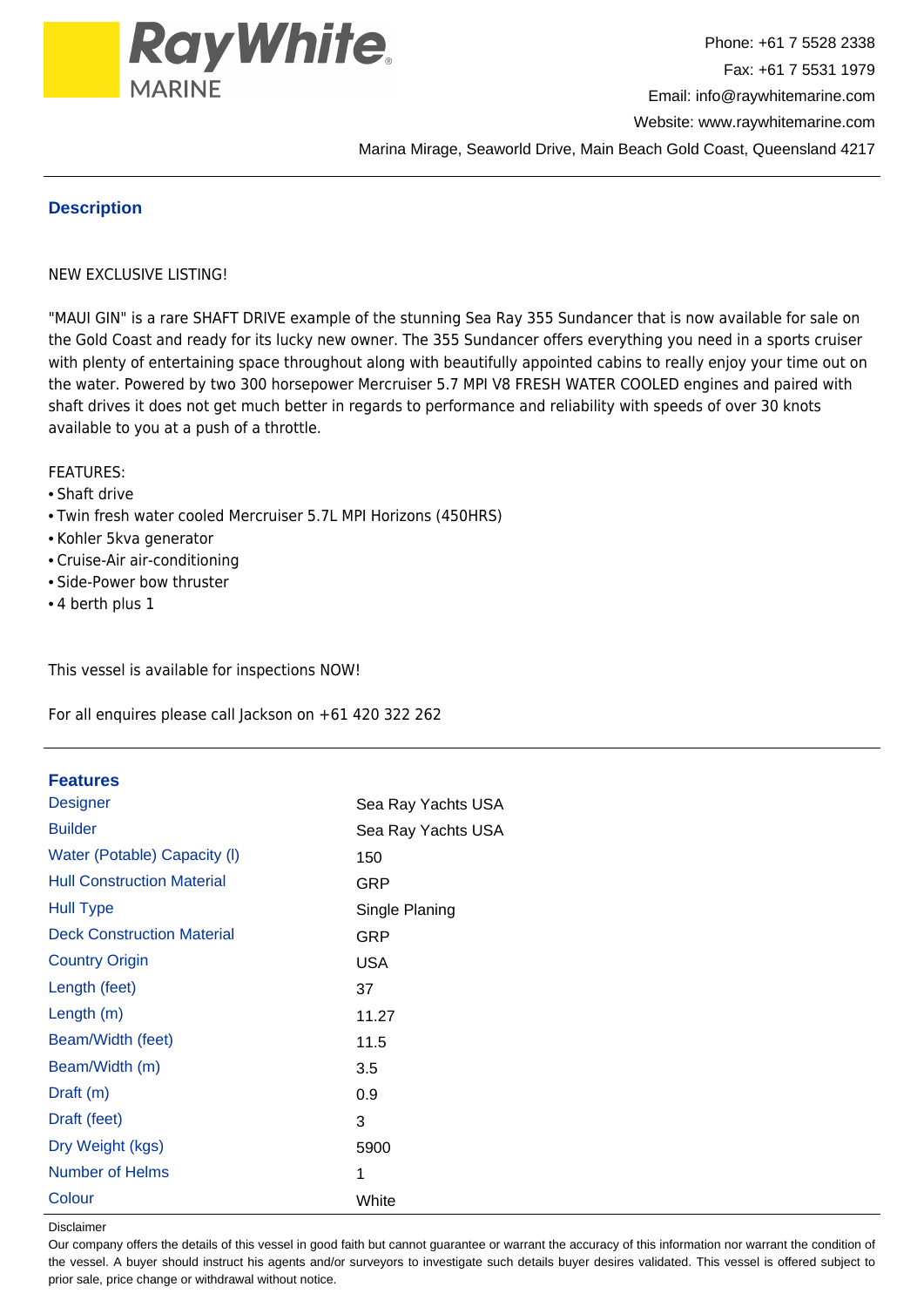Phone: +61 7 5528 2338
Fax: +61 7 5531 1979
Email: info@raywhitemarine.com
Website: www.raywhitemarine.com
Marina Mirage, Seaworld Drive, Main Beach Gold Coast, Queensland 4217

## Description

NEW EXCLUSIVE LISTING!

"MAUI GIN" is a rare SHAFT DRIVE example of the stunning Sea Ray 355 Sundancer that is now available for sale on the Gold Coast and ready for its lucky new owner. The 355 Sundancer offers everything you need in a sports cruiser with plenty of entertaining space throughout along with beautifully appointed cabins to really enjoy your time out on the water. Powered by two 300 horsepower Mercruiser 5.7 MPI V8 FRESH WATER COOLED engines and paired with shaft drives it does not get much better in regards to performance and reliability with speeds of over 30 knots available to you at a push of a throttle.

FEATURES:
- Shaft drive
- Twin fresh water cooled Mercruiser 5.7L MPI Horizons (450HRS)
- Kohler 5kva generator
- Cruise-Air air-conditioning
- Side-Power bow thruster
- 4 berth plus 1

This vessel is available for inspections NOW!

For all enquires please call Jackson on +61 420 322 262

## Features

| | |
|---|---|
| Designer | Sea Ray Yachts USA |
| Builder | Sea Ray Yachts USA |
| Water (Potable) Capacity (l) | 150 |
| Hull Construction Material | GRP |
| Hull Type | Single Planing |
| Deck Construction Material | GRP |
| Country Origin | USA |
| Length (feet) | 37 |
| Length (m) | 11.27 |
| Beam/Width (feet) | 11.5 |
| Beam/Width (m) | 3.5 |
| Draft (m) | 0.9 |
| Draft (feet) | 3 |
| Dry Weight (kgs) | 5900 |
| Number of Helms | 1 |
| Colour | White |

Disclaimer

Our company offers the details of this vessel in good faith but cannot guarantee or warrant the accuracy of this information nor warrant the condition of the vessel. A buyer should instruct his agents and/or surveyors to investigate such details buyer desires validated. This vessel is offered subject to prior sale, price change or withdrawal without notice.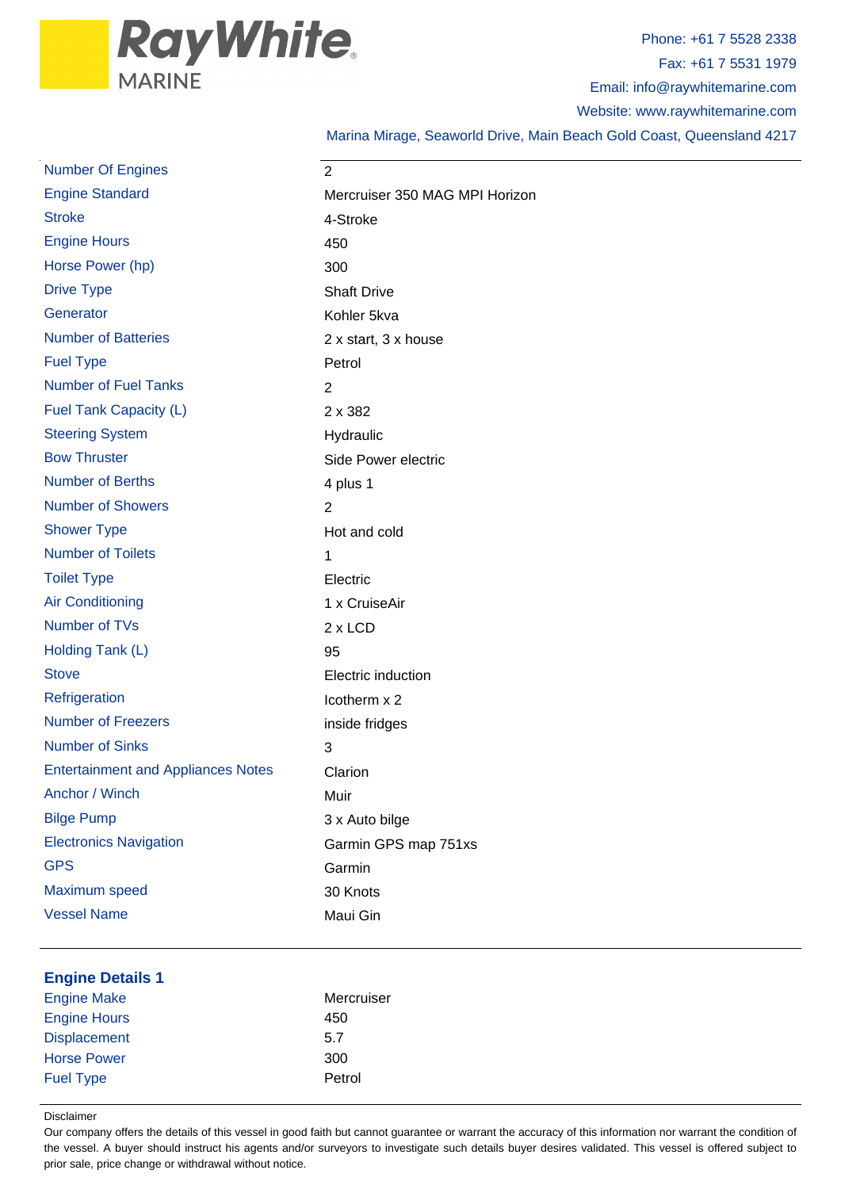RayWhite MARINE

Phone: +61 7 5528 2338
Fax: +61 7 5531 1979
Email: info@raywhitemarine.com
Website: www.raywhitemarine.com
Marina Mirage, Seaworld Drive, Main Beach Gold Coast, Queensland 4217

| | |
|---|---|
| Number Of Engines | 2 |
| Engine Standard | Mercruiser 350 MAG MPI Horizon |
| Stroke | 4-Stroke |
| Engine Hours | 450 |
| Horse Power (hp) | 300 |
| Drive Type | Shaft Drive |
| Generator | Kohler 5kva |
| Number of Batteries | 2 x start, 3 x house |
| Fuel Type | Petrol |
| Number of Fuel Tanks | 2 |
| Fuel Tank Capacity (L) | 2 x 382 |
| Steering System | Hydraulic |
| Bow Thruster | Side Power electric |
| Number of Berths | 4 plus 1 |
| Number of Showers | 2 |
| Shower Type | Hot and cold |
| Number of Toilets | 1 |
| Toilet Type | Electric |
| Air Conditioning | 1 x CruiseAir |
| Number of TVs | 2 x LCD |
| Holding Tank (L) | 95 |
| Stove | Electric induction |
| Refrigeration | Icotherm x 2 |
| Number of Freezers | inside fridges |
| Number of Sinks | 3 |
| Entertainment and Appliances Notes | Clarion |
| Anchor / Winch | Muir |
| Bilge Pump | 3 x Auto bilge |
| Electronics Navigation | Garmin GPS map 751xs |
| GPS | Garmin |
| Maximum speed | 30 Knots |
| Vessel Name | Maui Gin |

## Engine Details 1

| | |
|---|---|
| Engine Make | Mercruiser |
| Engine Hours | 450 |
| Displacement | 5.7 |
| Horse Power | 300 |
| Fuel Type | Petrol |

Disclaimer

Our company offers the details of this vessel in good faith but cannot guarantee or warrant the accuracy of this information nor warrant the condition of the vessel. A buyer should instruct his agents and/or surveyors to investigate such details buyer desires validated. This vessel is offered subject to prior sale, price change or withdrawal without notice.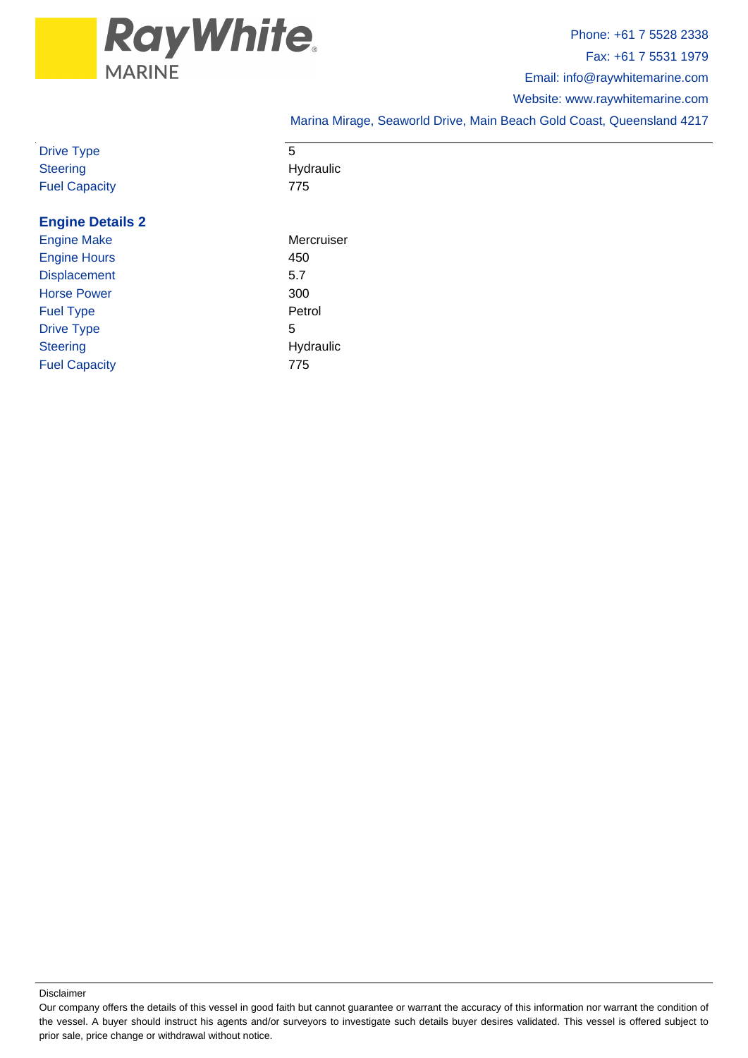| | |
|---|---|
| Drive Type | 5 |
| Steering | Hydraulic |
| Fuel Capacity | 775 |

## Engine Details 2

| | |
|---|---|
| Engine Make | Mercruiser |
| Engine Hours | 450 |
| Displacement | 5.7 |
| Horse Power | 300 |
| Fuel Type | Petrol |
| Drive Type | 5 |
| Steering | Hydraulic |
| Fuel Capacity | 775 |

Disclaimer

Our company offers the details of this vessel in good faith but cannot guarantee or warrant the accuracy of this information nor warrant the condition of the vessel. A buyer should instruct his agents and/or surveyors to investigate such details buyer desires validated. This vessel is offered subject to prior sale, price change or withdrawal without notice.